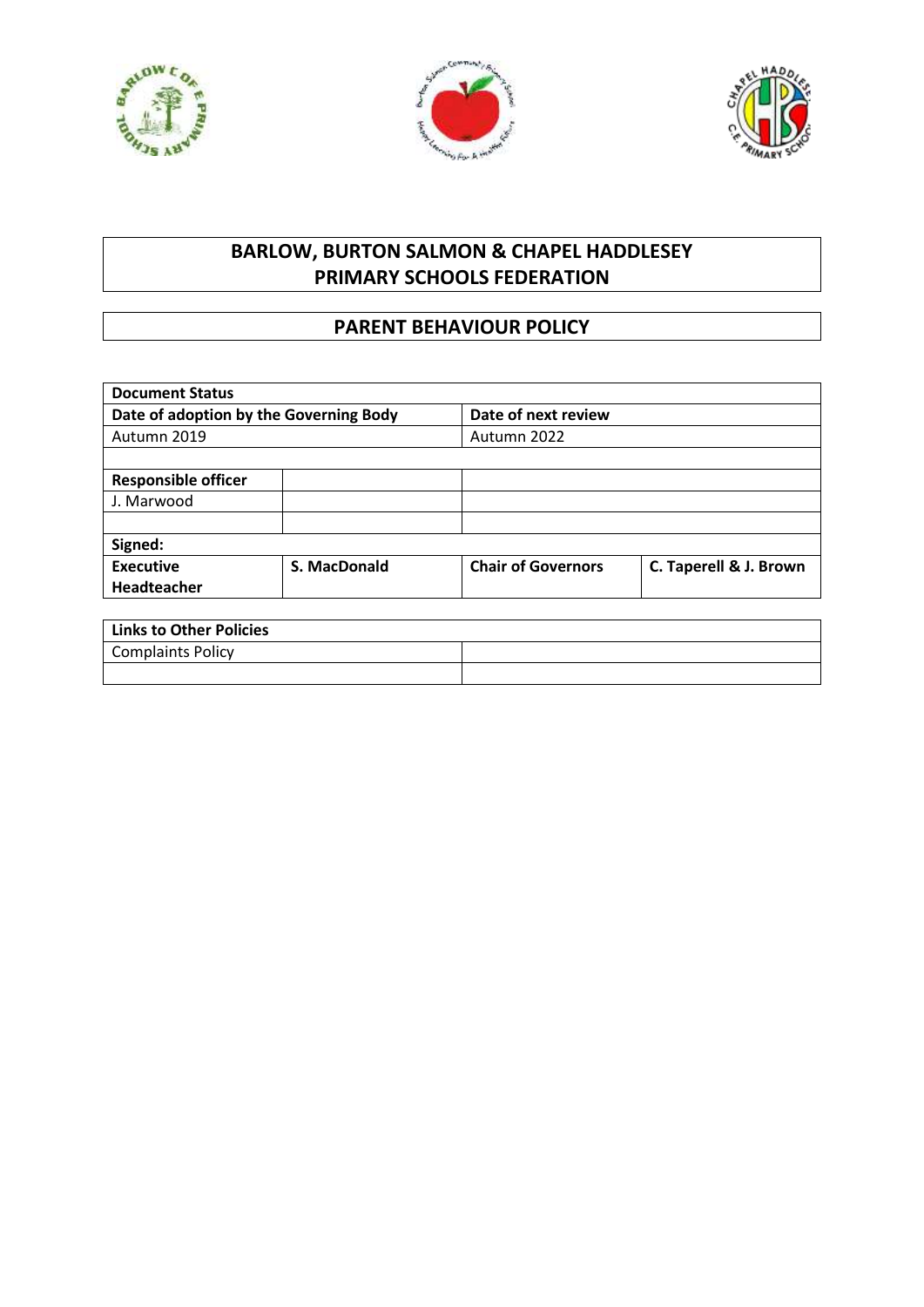# BARLOW, BURTON SALMON & CHAPEL HADDLESEY PRIMARY SCHOOLS FEDERATION

## PARENT BEHAVIOUR POLICY

| **Document Status** | | | |
|---|---|---|---|
| **Date of adoption by the Governing Body** | | **Date of next review** | |
| Autumn 2019 | | Autumn 2022 | |
| | | | |
| **Responsible officer** | | | |
| J. Marwood | | | |
| | | | |
| **Signed:** | | | |
| **Executive Headteacher** | **S. MacDonald** | **Chair of Governors** | **C. Taperell & J. Brown** |

| **Links to Other Policies** | |
|---|---|
| Complaints Policy | |
| | |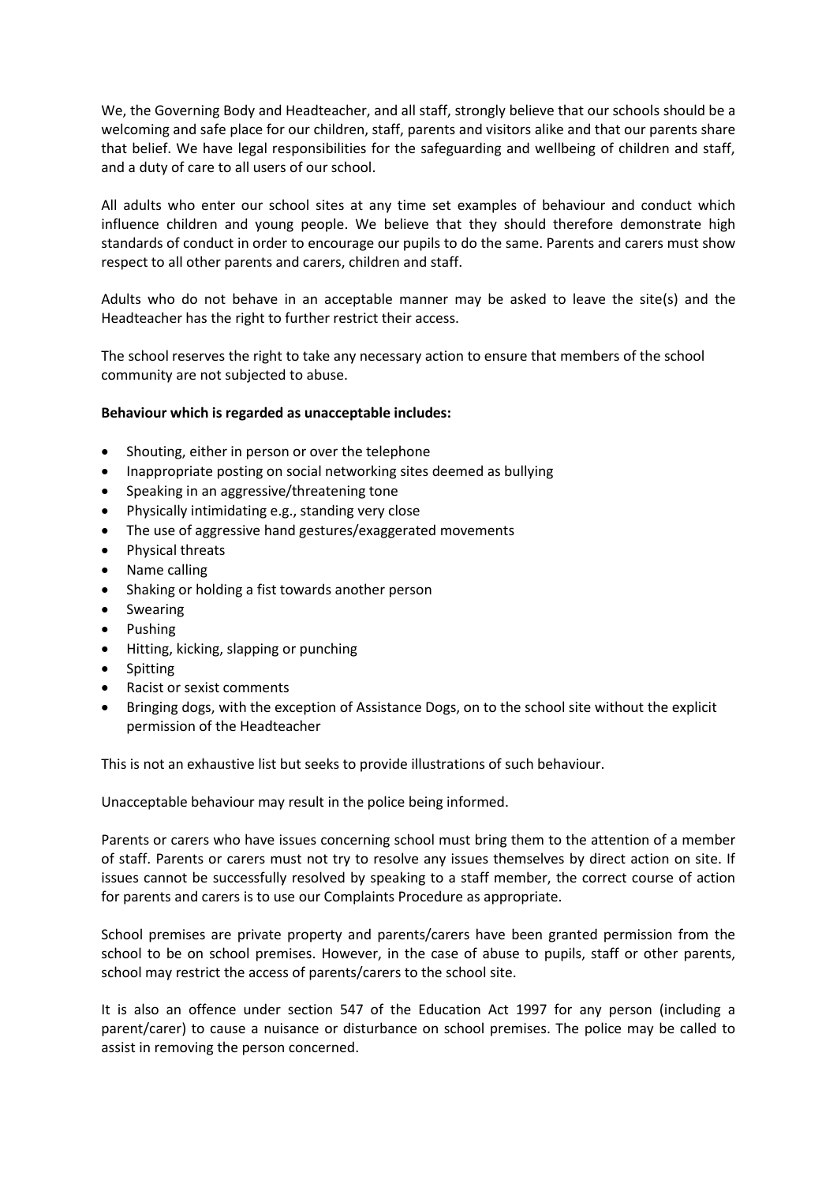We, the Governing Body and Headteacher, and all staff, strongly believe that our schools should be a welcoming and safe place for our children, staff, parents and visitors alike and that our parents share that belief. We have legal responsibilities for the safeguarding and wellbeing of children and staff, and a duty of care to all users of our school.

All adults who enter our school sites at any time set examples of behaviour and conduct which influence children and young people. We believe that they should therefore demonstrate high standards of conduct in order to encourage our pupils to do the same. Parents and carers must show respect to all other parents and carers, children and staff.

Adults who do not behave in an acceptable manner may be asked to leave the site(s) and the Headteacher has the right to further restrict their access.

The school reserves the right to take any necessary action to ensure that members of the school community are not subjected to abuse.

**Behaviour which is regarded as unacceptable includes:**

- Shouting, either in person or over the telephone
- Inappropriate posting on social networking sites deemed as bullying
- Speaking in an aggressive/threatening tone
- Physically intimidating e.g., standing very close
- The use of aggressive hand gestures/exaggerated movements
- Physical threats
- Name calling
- Shaking or holding a fist towards another person
- Swearing
- Pushing
- Hitting, kicking, slapping or punching
- Spitting
- Racist or sexist comments
- Bringing dogs, with the exception of Assistance Dogs, on to the school site without the explicit permission of the Headteacher

This is not an exhaustive list but seeks to provide illustrations of such behaviour.

Unacceptable behaviour may result in the police being informed.

Parents or carers who have issues concerning school must bring them to the attention of a member of staff. Parents or carers must not try to resolve any issues themselves by direct action on site. If issues cannot be successfully resolved by speaking to a staff member, the correct course of action for parents and carers is to use our Complaints Procedure as appropriate.

School premises are private property and parents/carers have been granted permission from the school to be on school premises. However, in the case of abuse to pupils, staff or other parents, school may restrict the access of parents/carers to the school site.

It is also an offence under section 547 of the Education Act 1997 for any person (including a parent/carer) to cause a nuisance or disturbance on school premises. The police may be called to assist in removing the person concerned.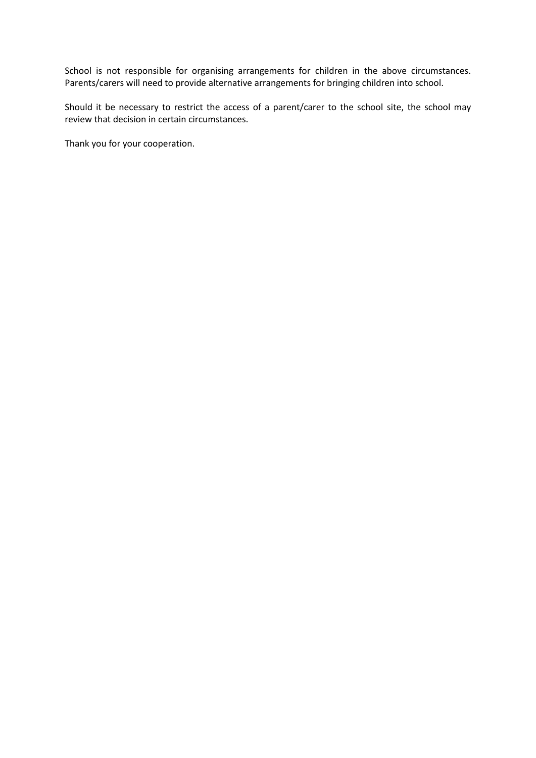School is not responsible for organising arrangements for children in the above circumstances. Parents/carers will need to provide alternative arrangements for bringing children into school.

Should it be necessary to restrict the access of a parent/carer to the school site, the school may review that decision in certain circumstances.

Thank you for your cooperation.